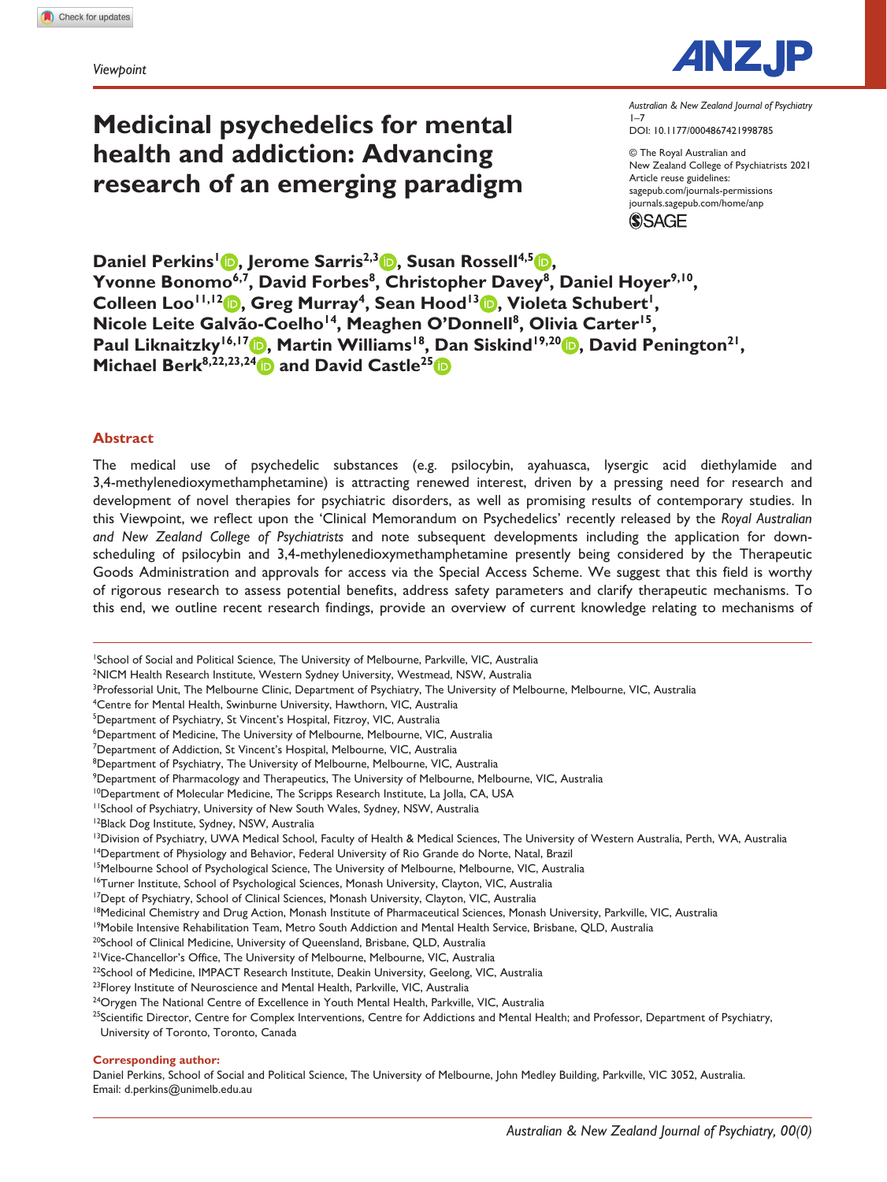*Viewpoint*

# Medicinal psychedelics for mental health and addiction: Advancing research of an emerging paradigm

*Australian & New Zealand Journal of Psychiatry*
1–7
DOI: 10.1177/0004867421998785

© The Royal Australian and New Zealand College of Psychiatrists 2021
Article reuse guidelines: sagepub.com/journals-permissions
journals.sagepub.com/home/anp

**Daniel Perkins[1], Jerome Sarris[2,3], Susan Rossell[4,5], Yvonne Bonomo[6,7], David Forbes[8], Christopher Davey[8], Daniel Hoyer[9,10], Colleen Loo[11,12], Greg Murray[4], Sean Hood[13], Violeta Schubert[1], Nicole Leite Galvão-Coelho[14], Meaghen O'Donnell[8], Olivia Carter[15], Paul Liknaitzky[16,17], Martin Williams[18], Dan Siskind[19,20], David Penington[21], Michael Berk[8,22,23,24] and David Castle[25]**

## Abstract

The medical use of psychedelic substances (e.g. psilocybin, ayahuasca, lysergic acid diethylamide and 3,4-methylenedioxymethamphetamine) is attracting renewed interest, driven by a pressing need for research and development of novel therapies for psychiatric disorders, as well as promising results of contemporary studies. In this Viewpoint, we reflect upon the 'Clinical Memorandum on Psychedelics' recently released by the *Royal Australian and New Zealand College of Psychiatrists* and note subsequent developments including the application for down-scheduling of psilocybin and 3,4-methylenedioxymethamphetamine presently being considered by the Therapeutic Goods Administration and approvals for access via the Special Access Scheme. We suggest that this field is worthy of rigorous research to assess potential benefits, address safety parameters and clarify therapeutic mechanisms. To this end, we outline recent research findings, provide an overview of current knowledge relating to mechanisms of

[1]School of Social and Political Science, The University of Melbourne, Parkville, VIC, Australia
[2]NICM Health Research Institute, Western Sydney University, Westmead, NSW, Australia
[3]Professorial Unit, The Melbourne Clinic, Department of Psychiatry, The University of Melbourne, Melbourne, VIC, Australia
[4]Centre for Mental Health, Swinburne University, Hawthorn, VIC, Australia
[5]Department of Psychiatry, St Vincent's Hospital, Fitzroy, VIC, Australia
[6]Department of Medicine, The University of Melbourne, Melbourne, VIC, Australia
[7]Department of Addiction, St Vincent's Hospital, Melbourne, VIC, Australia
[8]Department of Psychiatry, The University of Melbourne, Melbourne, VIC, Australia
[9]Department of Pharmacology and Therapeutics, The University of Melbourne, Melbourne, VIC, Australia
[10]Department of Molecular Medicine, The Scripps Research Institute, La Jolla, CA, USA
[11]School of Psychiatry, University of New South Wales, Sydney, NSW, Australia
[12]Black Dog Institute, Sydney, NSW, Australia
[13]Division of Psychiatry, UWA Medical School, Faculty of Health & Medical Sciences, The University of Western Australia, Perth, WA, Australia
[14]Department of Physiology and Behavior, Federal University of Rio Grande do Norte, Natal, Brazil
[15]Melbourne School of Psychological Science, The University of Melbourne, Melbourne, VIC, Australia
[16]Turner Institute, School of Psychological Sciences, Monash University, Clayton, VIC, Australia
[17]Dept of Psychiatry, School of Clinical Sciences, Monash University, Clayton, VIC, Australia
[18]Medicinal Chemistry and Drug Action, Monash Institute of Pharmaceutical Sciences, Monash University, Parkville, VIC, Australia
[19]Mobile Intensive Rehabilitation Team, Metro South Addiction and Mental Health Service, Brisbane, QLD, Australia
[20]School of Clinical Medicine, University of Queensland, Brisbane, QLD, Australia
[21]Vice-Chancellor's Office, The University of Melbourne, Melbourne, VIC, Australia
[22]School of Medicine, IMPACT Research Institute, Deakin University, Geelong, VIC, Australia
[23]Florey Institute of Neuroscience and Mental Health, Parkville, VIC, Australia
[24]Orygen The National Centre of Excellence in Youth Mental Health, Parkville, VIC, Australia
[25]Scientific Director, Centre for Complex Interventions, Centre for Addictions and Mental Health; and Professor, Department of Psychiatry, University of Toronto, Toronto, Canada

**Corresponding author:**
Daniel Perkins, School of Social and Political Science, The University of Melbourne, John Medley Building, Parkville, VIC 3052, Australia.
Email: d.perkins@unimelb.edu.au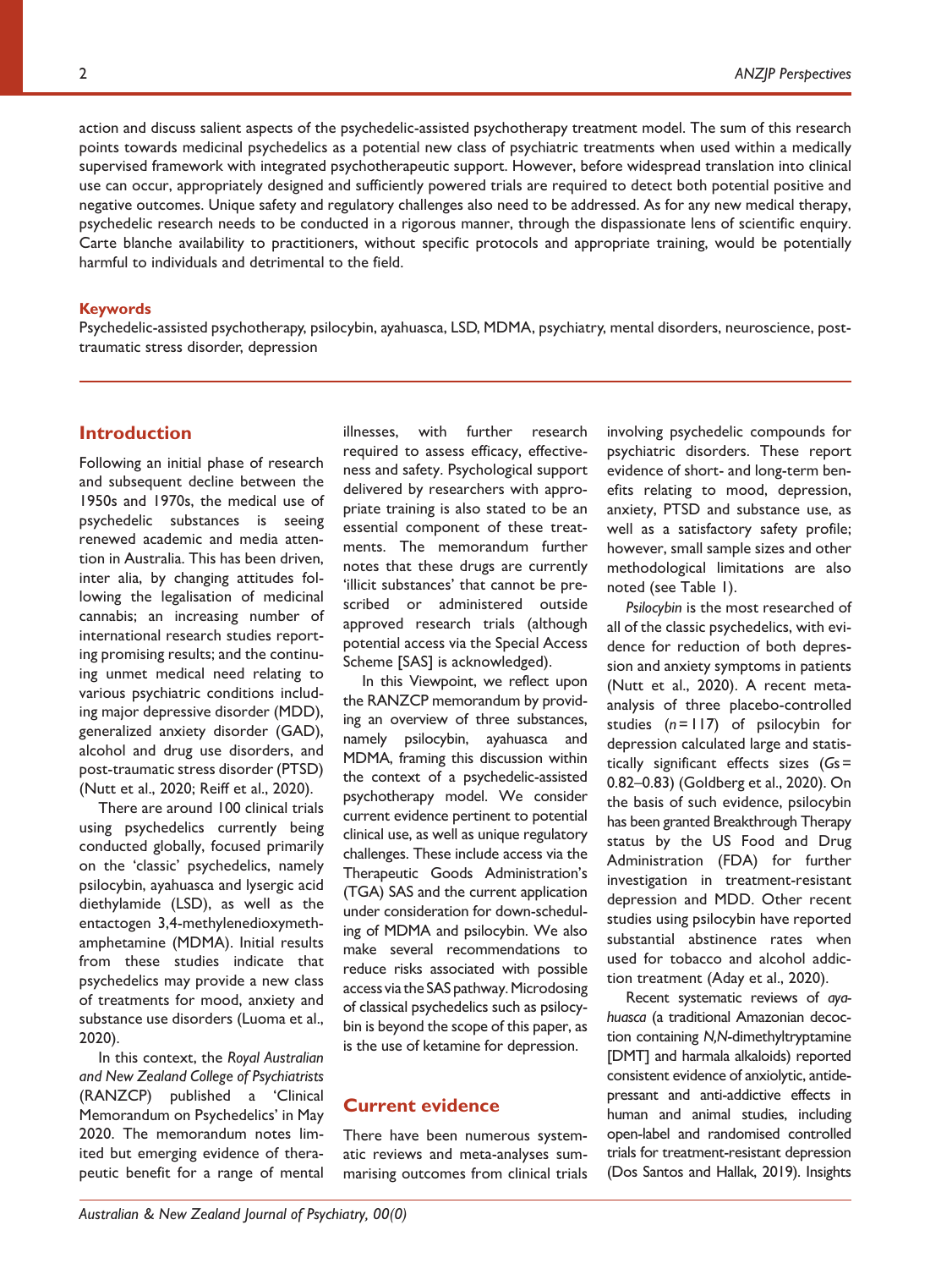action and discuss salient aspects of the psychedelic-assisted psychotherapy treatment model. The sum of this research points towards medicinal psychedelics as a potential new class of psychiatric treatments when used within a medically supervised framework with integrated psychotherapeutic support. However, before widespread translation into clinical use can occur, appropriately designed and sufficiently powered trials are required to detect both potential positive and negative outcomes. Unique safety and regulatory challenges also need to be addressed. As for any new medical therapy, psychedelic research needs to be conducted in a rigorous manner, through the dispassionate lens of scientific enquiry. Carte blanche availability to practitioners, without specific protocols and appropriate training, would be potentially harmful to individuals and detrimental to the field.

**Keywords**

Psychedelic-assisted psychotherapy, psilocybin, ayahuasca, LSD, MDMA, psychiatry, mental disorders, neuroscience, post-traumatic stress disorder, depression

## Introduction

Following an initial phase of research and subsequent decline between the 1950s and 1970s, the medical use of psychedelic substances is seeing renewed academic and media attention in Australia. This has been driven, inter alia, by changing attitudes following the legalisation of medicinal cannabis; an increasing number of international research studies reporting promising results; and the continuing unmet medical need relating to various psychiatric conditions including major depressive disorder (MDD), generalized anxiety disorder (GAD), alcohol and drug use disorders, and post-traumatic stress disorder (PTSD) (Nutt et al., 2020; Reiff et al., 2020).

There are around 100 clinical trials using psychedelics currently being conducted globally, focused primarily on the 'classic' psychedelics, namely psilocybin, ayahuasca and lysergic acid diethylamide (LSD), as well as the entactogen 3,4-methylenedioxymethamphetamine (MDMA). Initial results from these studies indicate that psychedelics may provide a new class of treatments for mood, anxiety and substance use disorders (Luoma et al., 2020).

In this context, the *Royal Australian and New Zealand College of Psychiatrists* (RANZCP) published a 'Clinical Memorandum on Psychedelics' in May 2020. The memorandum notes limited but emerging evidence of therapeutic benefit for a range of mental illnesses, with further research required to assess efficacy, effectiveness and safety. Psychological support delivered by researchers with appropriate training is also stated to be an essential component of these treatments. The memorandum further notes that these drugs are currently 'illicit substances' that cannot be prescribed or administered outside approved research trials (although potential access via the Special Access Scheme [SAS] is acknowledged).

In this Viewpoint, we reflect upon the RANZCP memorandum by providing an overview of three substances, namely psilocybin, ayahuasca and MDMA, framing this discussion within the context of a psychedelic-assisted psychotherapy model. We consider current evidence pertinent to potential clinical use, as well as unique regulatory challenges. These include access via the Therapeutic Goods Administration's (TGA) SAS and the current application under consideration for down-scheduling of MDMA and psilocybin. We also make several recommendations to reduce risks associated with possible access via the SAS pathway. Microdosing of classical psychedelics such as psilocybin is beyond the scope of this paper, as is the use of ketamine for depression.

## Current evidence

There have been numerous systematic reviews and meta-analyses summarising outcomes from clinical trials involving psychedelic compounds for psychiatric disorders. These report evidence of short- and long-term benefits relating to mood, depression, anxiety, PTSD and substance use, as well as a satisfactory safety profile; however, small sample sizes and other methodological limitations are also noted (see Table 1).

*Psilocybin* is the most researched of all of the classic psychedelics, with evidence for reduction of both depression and anxiety symptoms in patients (Nutt et al., 2020). A recent meta-analysis of three placebo-controlled studies ($n = 117$) of psilocybin for depression calculated large and statistically significant effects sizes ($Gs =$ 0.82–0.83) (Goldberg et al., 2020). On the basis of such evidence, psilocybin has been granted Breakthrough Therapy status by the US Food and Drug Administration (FDA) for further investigation in treatment-resistant depression and MDD. Other recent studies using psilocybin have reported substantial abstinence rates when used for tobacco and alcohol addiction treatment (Aday et al., 2020).

Recent systematic reviews of *ayahuasca* (a traditional Amazonian decoction containing *N,N*-dimethyltryptamine [DMT] and harmala alkaloids) reported consistent evidence of anxiolytic, antidepressant and anti-addictive effects in human and animal studies, including open-label and randomised controlled trials for treatment-resistant depression (Dos Santos and Hallak, 2019). Insights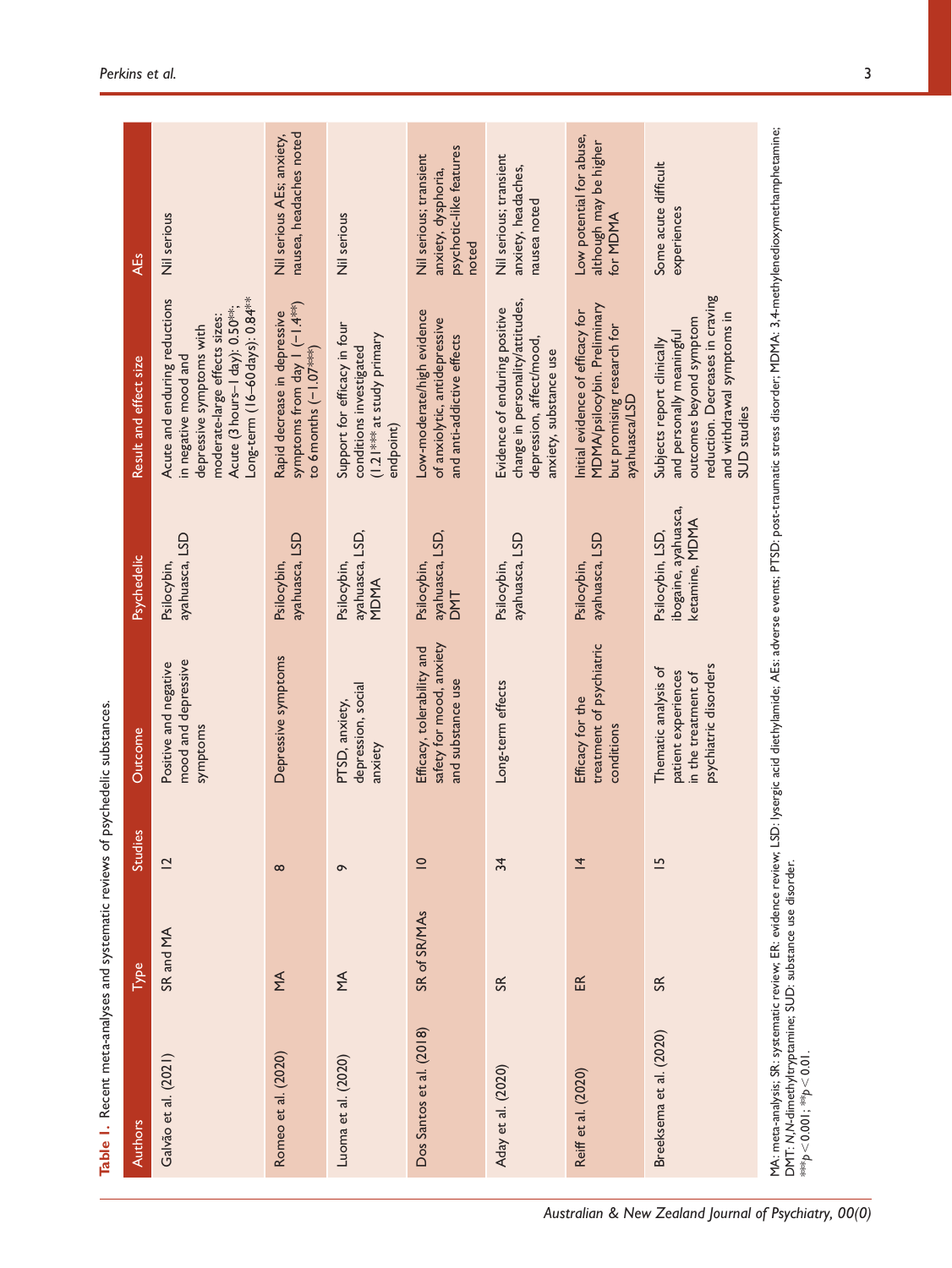**Table 1.** Recent meta-analyses and systematic reviews of psychedelic substances.

| Authors | Type | Studies | Outcome | Psychedelic | Result and effect size | AEs |
|---|---|---|---|---|---|---|
| Galvão et al. (2021) | SR and MA | 12 | Positive and negative mood and depressive symptoms | Psilocybin, ayahuasca, LSD | Acute and enduring reductions in negative mood and depressive symptoms with moderate-large effects sizes: Acute (3 hours–1 day): 0.50**; Long-term (16–60 days): 0.84** | Nil serious |
| Romeo et al. (2020) | MA | 8 | Depressive symptoms | Psilocybin, ayahuasca, LSD | Rapid decrease in depressive symptoms from day 1 (−1.4**) to 6 months (−1.07***) | Nil serious AEs; anxiety, nausea, headaches noted |
| Luoma et al. (2020) | MA | 9 | PTSD, anxiety, depression, social anxiety | Psilocybin, ayahuasca, LSD, MDMA | Support for efficacy in four conditions investigated (1.21*** at study primary endpoint) | Nil serious |
| Dos Santos et al. (2018) | SR of SR/MAs | 10 | Efficacy, tolerability and safety for mood, anxiety and substance use | Psilocybin, ayahuasca, LSD, DMT | Low-moderate/high evidence of anxiolytic, antidepressive and anti-addictive effects | Nil serious; transient anxiety, dysphoria, psychotic-like features noted |
| Aday et al. (2020) | SR | 34 | Long-term effects | Psilocybin, ayahuasca, LSD | Evidence of enduring positive change in personality/attitudes, depression, affect/mood, anxiety, substance use | Nil serious; transient anxiety, headaches, nausea noted |
| Reiff et al. (2020) | ER | 14 | Efficacy for the treatment of psychiatric conditions | Psilocybin, ayahuasca, LSD | Initial evidence of efficacy for MDMA/psilocybin. Preliminary but promising research for ayahuasca/LSD | Low potential for abuse, although may be higher for MDMA |
| Breeksema et al. (2020) | SR | 15 | Thematic analysis of patient experiences in the treatment of psychiatric disorders | Psilocybin, LSD, ibogaine, ayahuasca, ketamine, MDMA | Subjects report clinically and personally meaningful outcomes beyond symptom reduction. Decreases in craving and withdrawal symptoms in SUD studies | Some acute difficult experiences |

MA: meta-analysis; SR: systematic review; ER: evidence review; LSD: lysergic acid diethylamide; AEs: adverse events; PTSD: post-traumatic stress disorder; MDMA: 3,4-methylenedioxymethamphetamine; DMT: *N,N*-dimethyltryptamine; SUD: substance use disorder.
$^{***}p < 0.001$; $^{**}p < 0.01$.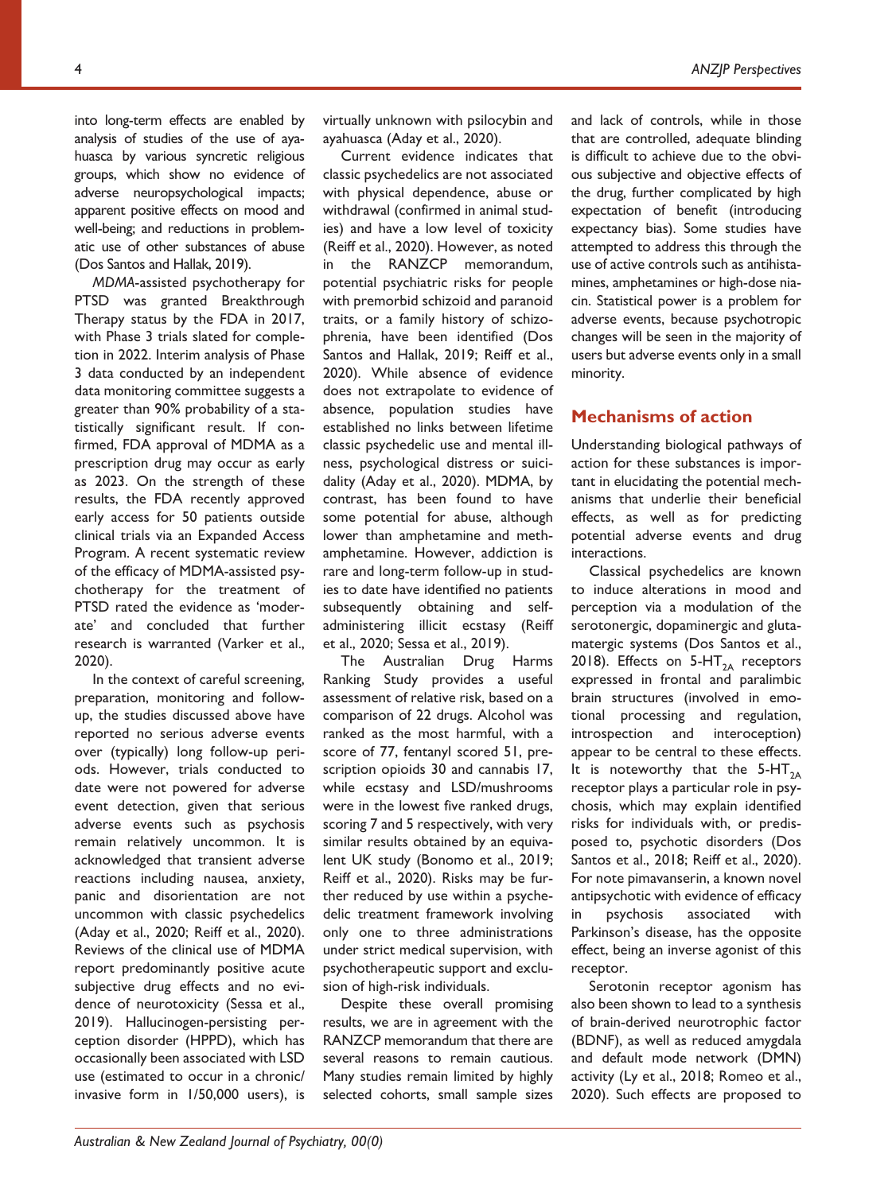into long-term effects are enabled by analysis of studies of the use of ayahuasca by various syncretic religious groups, which show no evidence of adverse neuropsychological impacts; apparent positive effects on mood and well-being; and reductions in problematic use of other substances of abuse (Dos Santos and Hallak, 2019).

*MDMA*-assisted psychotherapy for PTSD was granted Breakthrough Therapy status by the FDA in 2017, with Phase 3 trials slated for completion in 2022. Interim analysis of Phase 3 data conducted by an independent data monitoring committee suggests a greater than 90% probability of a statistically significant result. If confirmed, FDA approval of MDMA as a prescription drug may occur as early as 2023. On the strength of these results, the FDA recently approved early access for 50 patients outside clinical trials via an Expanded Access Program. A recent systematic review of the efficacy of MDMA-assisted psychotherapy for the treatment of PTSD rated the evidence as 'moderate' and concluded that further research is warranted (Varker et al., 2020).

In the context of careful screening, preparation, monitoring and follow-up, the studies discussed above have reported no serious adverse events over (typically) long follow-up periods. However, trials conducted to date were not powered for adverse event detection, given that serious adverse events such as psychosis remain relatively uncommon. It is acknowledged that transient adverse reactions including nausea, anxiety, panic and disorientation are not uncommon with classic psychedelics (Aday et al., 2020; Reiff et al., 2020). Reviews of the clinical use of MDMA report predominantly positive acute subjective drug effects and no evidence of neurotoxicity (Sessa et al., 2019). Hallucinogen-persisting perception disorder (HPPD), which has occasionally been associated with LSD use (estimated to occur in a chronic/invasive form in 1/50,000 users), is virtually unknown with psilocybin and ayahuasca (Aday et al., 2020).

Current evidence indicates that classic psychedelics are not associated with physical dependence, abuse or withdrawal (confirmed in animal studies) and have a low level of toxicity (Reiff et al., 2020). However, as noted in the RANZCP memorandum, potential psychiatric risks for people with premorbid schizoid and paranoid traits, or a family history of schizophrenia, have been identified (Dos Santos and Hallak, 2019; Reiff et al., 2020). While absence of evidence does not extrapolate to evidence of absence, population studies have established no links between lifetime classic psychedelic use and mental illness, psychological distress or suicidality (Aday et al., 2020). MDMA, by contrast, has been found to have some potential for abuse, although lower than amphetamine and methamphetamine. However, addiction is rare and long-term follow-up in studies to date have identified no patients subsequently obtaining and self-administering illicit ecstasy (Reiff et al., 2020; Sessa et al., 2019).

The Australian Drug Harms Ranking Study provides a useful assessment of relative risk, based on a comparison of 22 drugs. Alcohol was ranked as the most harmful, with a score of 77, fentanyl scored 51, prescription opioids 30 and cannabis 17, while ecstasy and LSD/mushrooms were in the lowest five ranked drugs, scoring 7 and 5 respectively, with very similar results obtained by an equivalent UK study (Bonomo et al., 2019; Reiff et al., 2020). Risks may be further reduced by use within a psychedelic treatment framework involving only one to three administrations under strict medical supervision, with psychotherapeutic support and exclusion of high-risk individuals.

Despite these overall promising results, we are in agreement with the RANZCP memorandum that there are several reasons to remain cautious. Many studies remain limited by highly selected cohorts, small sample sizes and lack of controls, while in those that are controlled, adequate blinding is difficult to achieve due to the obvious subjective and objective effects of the drug, further complicated by high expectation of benefit (introducing expectancy bias). Some studies have attempted to address this through the use of active controls such as antihistamines, amphetamines or high-dose niacin. Statistical power is a problem for adverse events, because psychotropic changes will be seen in the majority of users but adverse events only in a small minority.

## Mechanisms of action

Understanding biological pathways of action for these substances is important in elucidating the potential mechanisms that underlie their beneficial effects, as well as for predicting potential adverse events and drug interactions.

Classical psychedelics are known to induce alterations in mood and perception via a modulation of the serotonergic, dopaminergic and glutamatergic systems (Dos Santos et al., 2018). Effects on 5-HT$_{2A}$ receptors expressed in frontal and paralimbic brain structures (involved in emotional processing and regulation, introspection and interoception) appear to be central to these effects. It is noteworthy that the 5-HT$_{2A}$ receptor plays a particular role in psychosis, which may explain identified risks for individuals with, or predisposed to, psychotic disorders (Dos Santos et al., 2018; Reiff et al., 2020). For note pimavanserin, a known novel antipsychotic with evidence of efficacy in psychosis associated with Parkinson's disease, has the opposite effect, being an inverse agonist of this receptor.

Serotonin receptor agonism has also been shown to lead to a synthesis of brain-derived neurotrophic factor (BDNF), as well as reduced amygdala and default mode network (DMN) activity (Ly et al., 2018; Romeo et al., 2020). Such effects are proposed to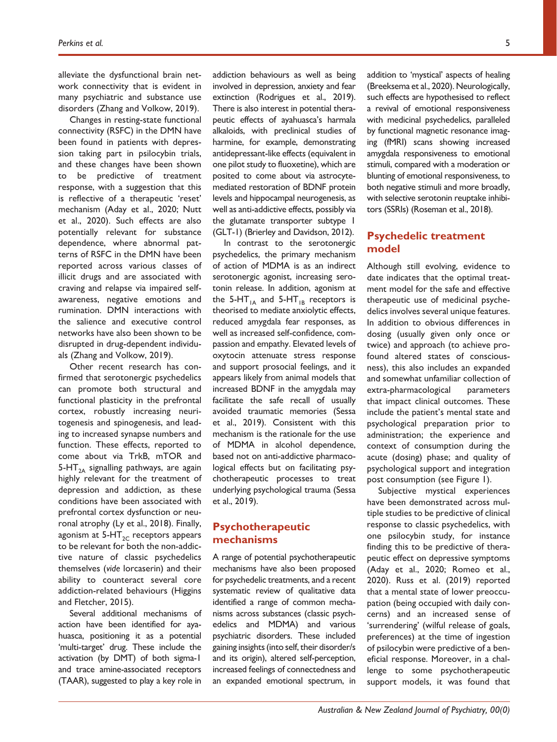alleviate the dysfunctional brain network connectivity that is evident in many psychiatric and substance use disorders (Zhang and Volkow, 2019).

Changes in resting-state functional connectivity (RSFC) in the DMN have been found in patients with depression taking part in psilocybin trials, and these changes have been shown to be predictive of treatment response, with a suggestion that this is reflective of a therapeutic 'reset' mechanism (Aday et al., 2020; Nutt et al., 2020). Such effects are also potentially relevant for substance dependence, where abnormal patterns of RSFC in the DMN have been reported across various classes of illicit drugs and are associated with craving and relapse via impaired self-awareness, negative emotions and rumination. DMN interactions with the salience and executive control networks have also been shown to be disrupted in drug-dependent individuals (Zhang and Volkow, 2019).

Other recent research has confirmed that serotonergic psychedelics can promote both structural and functional plasticity in the prefrontal cortex, robustly increasing neuritogenesis and spinogenesis, and leading to increased synapse numbers and function. These effects, reported to come about via TrkB, mTOR and 5-$HT_{2A}$ signalling pathways, are again highly relevant for the treatment of depression and addiction, as these conditions have been associated with prefrontal cortex dysfunction or neuronal atrophy (Ly et al., 2018). Finally, agonism at 5-$HT_{2C}$ receptors appears to be relevant for both the non-addictive nature of classic psychedelics themselves (*vide* lorcaserin) and their ability to counteract several core addiction-related behaviours (Higgins and Fletcher, 2015).

Several additional mechanisms of action have been identified for ayahuasca, positioning it as a potential 'multi-target' drug. These include the activation (by DMT) of both sigma-1 and trace amine-associated receptors (TAAR), suggested to play a key role in addiction behaviours as well as being involved in depression, anxiety and fear extinction (Rodrigues et al., 2019). There is also interest in potential therapeutic effects of ayahuasca's harmala alkaloids, with preclinical studies of harmine, for example, demonstrating antidepressant-like effects (equivalent in one pilot study to fluoxetine), which are posited to come about via astrocyte-mediated restoration of BDNF protein levels and hippocampal neurogenesis, as well as anti-addictive effects, possibly via the glutamate transporter subtype 1 (GLT-1) (Brierley and Davidson, 2012).

In contrast to the serotonergic psychedelics, the primary mechanism of action of MDMA is as an indirect serotonergic agonist, increasing serotonin release. In addition, agonism at the 5-$HT_{1A}$ and 5-$HT_{1B}$ receptors is theorised to mediate anxiolytic effects, reduced amygdala fear responses, as well as increased self-confidence, compassion and empathy. Elevated levels of oxytocin attenuate stress response and support prosocial feelings, and it appears likely from animal models that increased BDNF in the amygdala may facilitate the safe recall of usually avoided traumatic memories (Sessa et al., 2019). Consistent with this mechanism is the rationale for the use of MDMA in alcohol dependence, based not on anti-addictive pharmacological effects but on facilitating psychotherapeutic processes to treat underlying psychological trauma (Sessa et al., 2019).

## Psychotherapeutic mechanisms

A range of potential psychotherapeutic mechanisms have also been proposed for psychedelic treatments, and a recent systematic review of qualitative data identified a range of common mechanisms across substances (classic psychedelics and MDMA) and various psychiatric disorders. These included gaining insights (into self, their disorder/s and its origin), altered self-perception, increased feelings of connectedness and an expanded emotional spectrum, in addition to 'mystical' aspects of healing (Breeksema et al., 2020). Neurologically, such effects are hypothesised to reflect a revival of emotional responsiveness with medicinal psychedelics, paralleled by functional magnetic resonance imaging (fMRI) scans showing increased amygdala responsiveness to emotional stimuli, compared with a moderation or blunting of emotional responsiveness, to both negative stimuli and more broadly, with selective serotonin reuptake inhibitors (SSRIs) (Roseman et al., 2018).

## Psychedelic treatment model

Although still evolving, evidence to date indicates that the optimal treatment model for the safe and effective therapeutic use of medicinal psychedelics involves several unique features. In addition to obvious differences in dosing (usually given only once or twice) and approach (to achieve profound altered states of consciousness), this also includes an expanded and somewhat unfamiliar collection of extra-pharmacological parameters that impact clinical outcomes. These include the patient's mental state and psychological preparation prior to administration; the experience and context of consumption during the acute (dosing) phase; and quality of psychological support and integration post consumption (see Figure 1).

Subjective mystical experiences have been demonstrated across multiple studies to be predictive of clinical response to classic psychedelics, with one psilocybin study, for instance finding this to be predictive of therapeutic effect on depressive symptoms (Aday et al., 2020; Romeo et al., 2020). Russ et al. (2019) reported that a mental state of lower preoccupation (being occupied with daily concerns) and an increased sense of 'surrendering' (wilful release of goals, preferences) at the time of ingestion of psilocybin were predictive of a beneficial response. Moreover, in a challenge to some psychotherapeutic support models, it was found that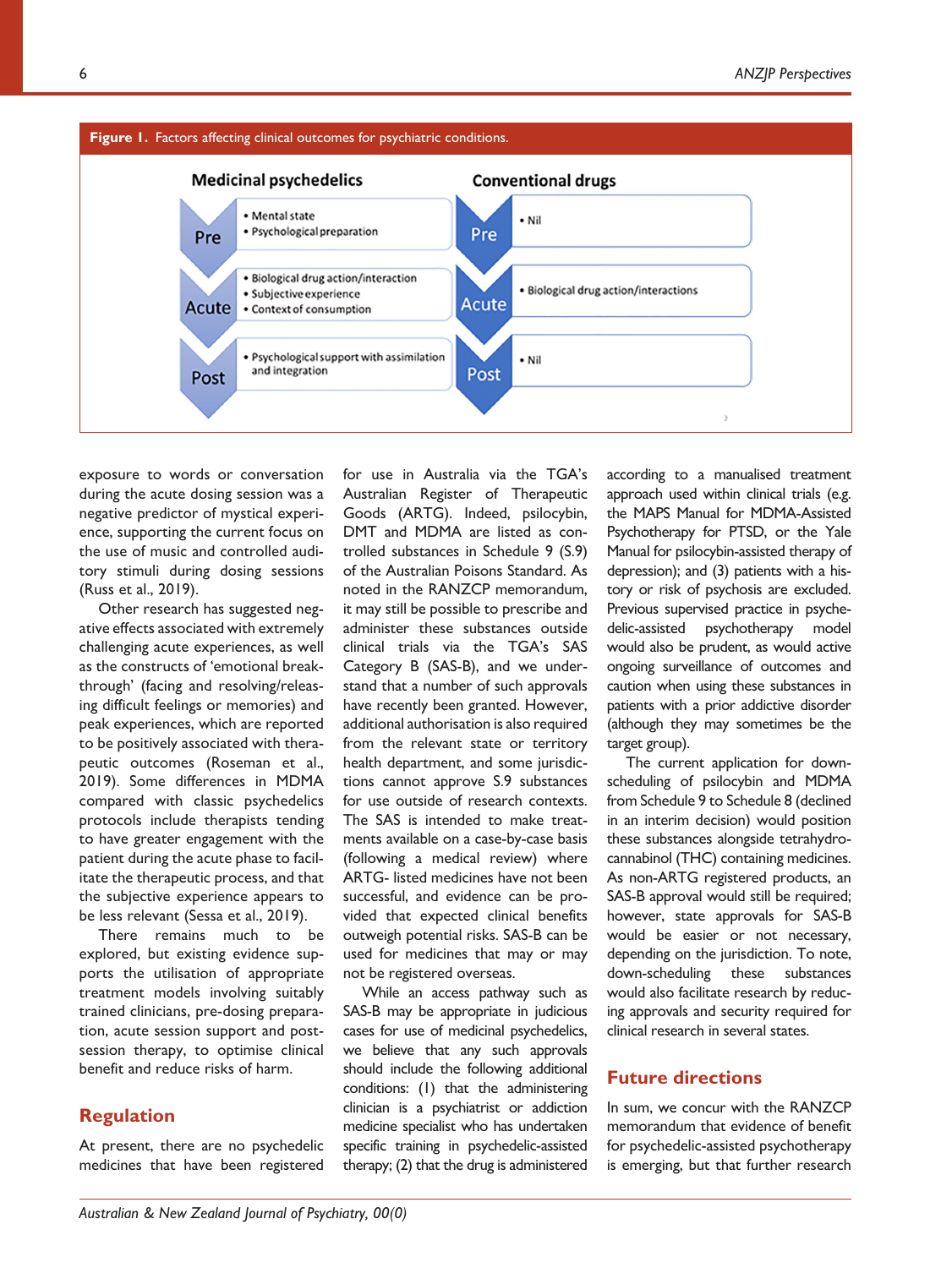**Figure 1.** Factors affecting clinical outcomes for psychiatric conditions.

| | Medicinal psychedelics | | Conventional drugs |
|---|---|---|---|
| Pre | • Mental state<br>• Psychological preparation | Pre | • Nil |
| Acute | • Biological drug action/interaction<br>• Subjective experience<br>• Context of consumption | Acute | • Biological drug action/interactions |
| Post | • Psychological support with assimilation and integration | Post | • Nil |

exposure to words or conversation during the acute dosing session was a negative predictor of mystical experience, supporting the current focus on the use of music and controlled auditory stimuli during dosing sessions (Russ et al., 2019).

Other research has suggested negative effects associated with extremely challenging acute experiences, as well as the constructs of 'emotional breakthrough' (facing and resolving/releasing difficult feelings or memories) and peak experiences, which are reported to be positively associated with therapeutic outcomes (Roseman et al., 2019). Some differences in MDMA compared with classic psychedelics protocols include therapists tending to have greater engagement with the patient during the acute phase to facilitate the therapeutic process, and that the subjective experience appears to be less relevant (Sessa et al., 2019).

There remains much to be explored, but existing evidence supports the utilisation of appropriate treatment models involving suitably trained clinicians, pre-dosing preparation, acute session support and post-session therapy, to optimise clinical benefit and reduce risks of harm.

## Regulation

At present, there are no psychedelic medicines that have been registered for use in Australia via the TGA's Australian Register of Therapeutic Goods (ARTG). Indeed, psilocybin, DMT and MDMA are listed as controlled substances in Schedule 9 (S.9) of the Australian Poisons Standard. As noted in the RANZCP memorandum, it may still be possible to prescribe and administer these substances outside clinical trials via the TGA's SAS Category B (SAS-B), and we understand that a number of such approvals have recently been granted. However, additional authorisation is also required from the relevant state or territory health department, and some jurisdictions cannot approve S.9 substances for use outside of research contexts. The SAS is intended to make treatments available on a case-by-case basis (following a medical review) where ARTG- listed medicines have not been successful, and evidence can be provided that expected clinical benefits outweigh potential risks. SAS-B can be used for medicines that may or may not be registered overseas.

While an access pathway such as SAS-B may be appropriate in judicious cases for use of medicinal psychedelics, we believe that any such approvals should include the following additional conditions: (1) that the administering clinician is a psychiatrist or addiction medicine specialist who has undertaken specific training in psychedelic-assisted therapy; (2) that the drug is administered according to a manualised treatment approach used within clinical trials (e.g. the MAPS Manual for MDMA-Assisted Psychotherapy for PTSD, or the Yale Manual for psilocybin-assisted therapy of depression); and (3) patients with a history or risk of psychosis are excluded. Previous supervised practice in psychedelic-assisted psychotherapy model would also be prudent, as would active ongoing surveillance of outcomes and caution when using these substances in patients with a prior addictive disorder (although they may sometimes be the target group).

The current application for down-scheduling of psilocybin and MDMA from Schedule 9 to Schedule 8 (declined in an interim decision) would position these substances alongside tetrahydrocannabinol (THC) containing medicines. As non-ARTG registered products, an SAS-B approval would still be required; however, state approvals for SAS-B would be easier or not necessary, depending on the jurisdiction. To note, down-scheduling these substances would also facilitate research by reducing approvals and security required for clinical research in several states.

## Future directions

In sum, we concur with the RANZCP memorandum that evidence of benefit for psychedelic-assisted psychotherapy is emerging, but that further research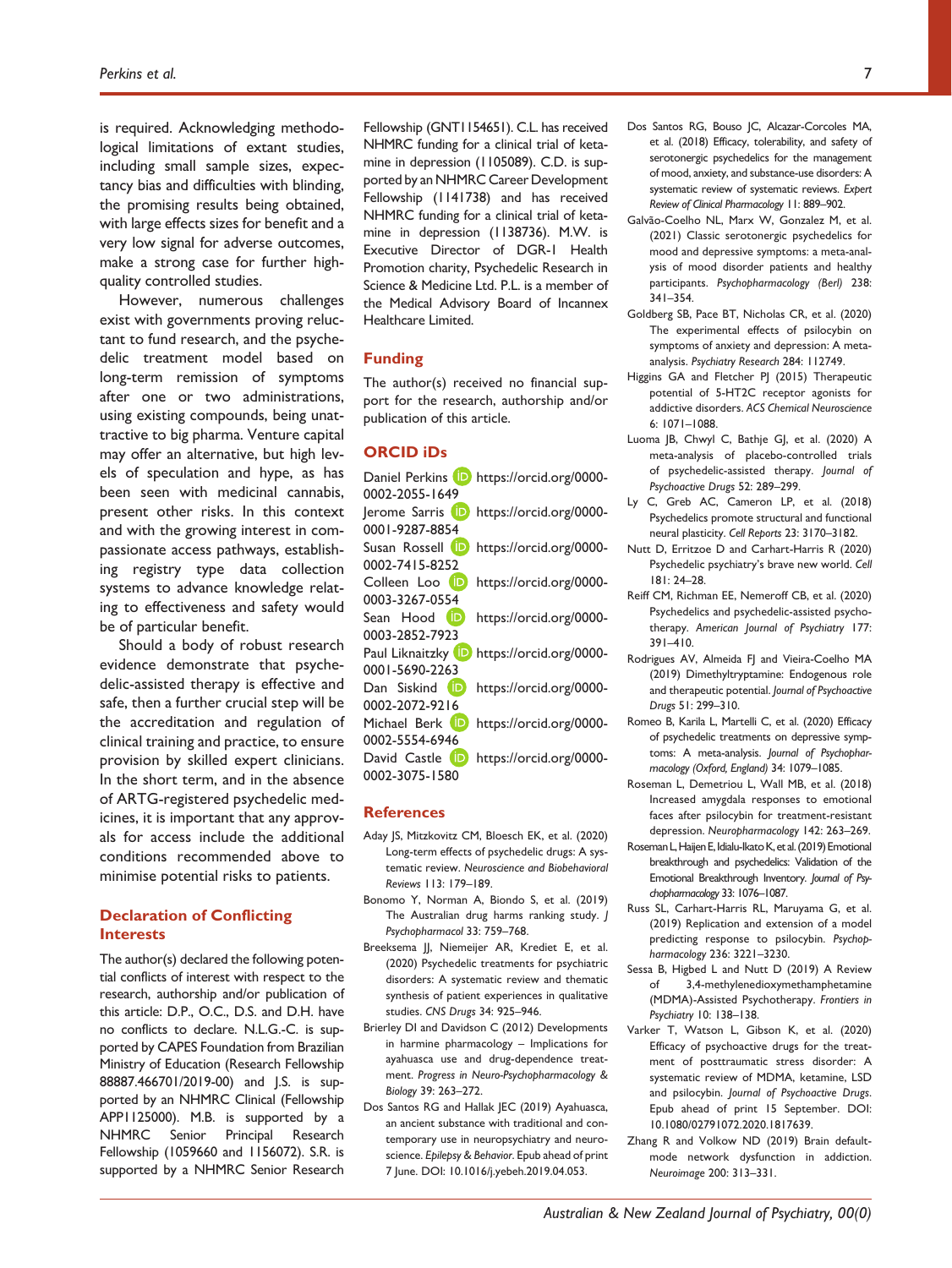is required. Acknowledging methodological limitations of extant studies, including small sample sizes, expectancy bias and difficulties with blinding, the promising results being obtained, with large effects sizes for benefit and a very low signal for adverse outcomes, make a strong case for further high-quality controlled studies.

However, numerous challenges exist with governments proving reluctant to fund research, and the psychedelic treatment model based on long-term remission of symptoms after one or two administrations, using existing compounds, being unattractive to big pharma. Venture capital may offer an alternative, but high levels of speculation and hype, as has been seen with medicinal cannabis, present other risks. In this context and with the growing interest in compassionate access pathways, establishing registry type data collection systems to advance knowledge relating to effectiveness and safety would be of particular benefit.

Should a body of robust research evidence demonstrate that psychedelic-assisted therapy is effective and safe, then a further crucial step will be the accreditation and regulation of clinical training and practice, to ensure provision by skilled expert clinicians. In the short term, and in the absence of ARTG-registered psychedelic medicines, it is important that any approvals for access include the additional conditions recommended above to minimise potential risks to patients.

## Declaration of Conflicting Interests

The author(s) declared the following potential conflicts of interest with respect to the research, authorship and/or publication of this article: D.P., O.C., D.S. and D.H. have no conflicts to declare. N.L.G.-C. is supported by CAPES Foundation from Brazilian Ministry of Education (Research Fellowship 88887.466701/2019-00) and J.S. is supported by an NHMRC Clinical (Fellowship APP1125000). M.B. is supported by a NHMRC Senior Principal Research Fellowship (1059660 and 1156072). S.R. is supported by a NHMRC Senior Research Fellowship (GNT1154651). C.L. has received NHMRC funding for a clinical trial of ketamine in depression (1105089). C.D. is supported by an NHMRC Career Development Fellowship (1141738) and has received NHMRC funding for a clinical trial of ketamine in depression (1138736). M.W. is Executive Director of DGR-1 Health Promotion charity, Psychedelic Research in Science & Medicine Ltd. P.L. is a member of the Medical Advisory Board of Incannex Healthcare Limited.

## Funding

The author(s) received no financial support for the research, authorship and/or publication of this article.

## ORCID iDs

Daniel Perkins https://orcid.org/0000-0002-2055-1649
Jerome Sarris https://orcid.org/0000-0001-9287-8854
Susan Rossell https://orcid.org/0000-0002-7415-8252
Colleen Loo https://orcid.org/0000-0003-3267-0554
Sean Hood https://orcid.org/0000-0003-2852-7923
Paul Liknaitzky https://orcid.org/0000-0001-5690-2263
Dan Siskind https://orcid.org/0000-0002-2072-9216
Michael Berk https://orcid.org/0000-0002-5554-6946
David Castle https://orcid.org/0000-0002-3075-1580

## References

Aday JS, Mitzkovitz CM, Bloesch EK, et al. (2020) Long-term effects of psychedelic drugs: A systematic review. *Neuroscience and Biobehavioral Reviews* 113: 179–189.

Bonomo Y, Norman A, Biondo S, et al. (2019) The Australian drug harms ranking study. *J Psychopharmacol* 33: 759–768.

Breeksema JJ, Niemeijer AR, Krediet E, et al. (2020) Psychedelic treatments for psychiatric disorders: A systematic review and thematic synthesis of patient experiences in qualitative studies. *CNS Drugs* 34: 925–946.

Brierley DI and Davidson C (2012) Developments in harmine pharmacology – Implications for ayahuasca use and drug-dependence treatment. *Progress in Neuro-Psychopharmacology & Biology* 39: 263–272.

Dos Santos RG and Hallak JEC (2019) Ayahuasca, an ancient substance with traditional and contemporary use in neuropsychiatry and neuroscience. *Epilepsy & Behavior*. Epub ahead of print 7 June. DOI: 10.1016/j.yebeh.2019.04.053.

Dos Santos RG, Bouso JC, Alcazar-Corcoles MA, et al. (2018) Efficacy, tolerability, and safety of serotonergic psychedelics for the management of mood, anxiety, and substance-use disorders: A systematic review of systematic reviews. *Expert Review of Clinical Pharmacology* 11: 889–902.

Galvão-Coelho NL, Marx W, Gonzalez M, et al. (2021) Classic serotonergic psychedelics for mood and depressive symptoms: a meta-analysis of mood disorder patients and healthy participants. *Psychopharmacology (Berl)* 238: 341–354.

Goldberg SB, Pace BT, Nicholas CR, et al. (2020) The experimental effects of psilocybin on symptoms of anxiety and depression: A meta-analysis. *Psychiatry Research* 284: 112749.

Higgins GA and Fletcher PJ (2015) Therapeutic potential of 5-HT2C receptor agonists for addictive disorders. *ACS Chemical Neuroscience* 6: 1071–1088.

Luoma JB, Chwyl C, Bathje GJ, et al. (2020) A meta-analysis of placebo-controlled trials of psychedelic-assisted therapy. *Journal of Psychoactive Drugs* 52: 289–299.

Ly C, Greb AC, Cameron LP, et al. (2018) Psychedelics promote structural and functional neural plasticity. *Cell Reports* 23: 3170–3182.

Nutt D, Erritzoe D and Carhart-Harris R (2020) Psychedelic psychiatry's brave new world. *Cell* 181: 24–28.

Reiff CM, Richman EE, Nemeroff CB, et al. (2020) Psychedelics and psychedelic-assisted psychotherapy. *American Journal of Psychiatry* 177: 391–410.

Rodrigues AV, Almeida FJ and Vieira-Coelho MA (2019) Dimethyltryptamine: Endogenous role and therapeutic potential. *Journal of Psychoactive Drugs* 51: 299–310.

Romeo B, Karila L, Martelli C, et al. (2020) Efficacy of psychedelic treatments on depressive symptoms: A meta-analysis. *Journal of Psychopharmacology (Oxford, England)* 34: 1079–1085.

Roseman L, Demetriou L, Wall MB, et al. (2018) Increased amygdala responses to emotional faces after psilocybin for treatment-resistant depression. *Neuropharmacology* 142: 263–269.

Roseman L, Haijen E, Idialu-Ikato K, et al. (2019) Emotional breakthrough and psychedelics: Validation of the Emotional Breakthrough Inventory. *Journal of Psychopharmacology* 33: 1076–1087.

Russ SL, Carhart-Harris RL, Maruyama G, et al. (2019) Replication and extension of a model predicting response to psilocybin. *Psychopharmacology* 236: 3221–3230.

Sessa B, Higbed L and Nutt D (2019) A Review of 3,4-methylenedioxymethamphetamine (MDMA)-Assisted Psychotherapy. *Frontiers in Psychiatry* 10: 138–138.

Varker T, Watson L, Gibson K, et al. (2020) Efficacy of psychoactive drugs for the treatment of posttraumatic stress disorder: A systematic review of MDMA, ketamine, LSD and psilocybin. *Journal of Psychoactive Drugs*. Epub ahead of print 15 September. DOI: 10.1080/02791072.2020.1817639.

Zhang R and Volkow ND (2019) Brain default-mode network dysfunction in addiction. *Neuroimage* 200: 313–331.